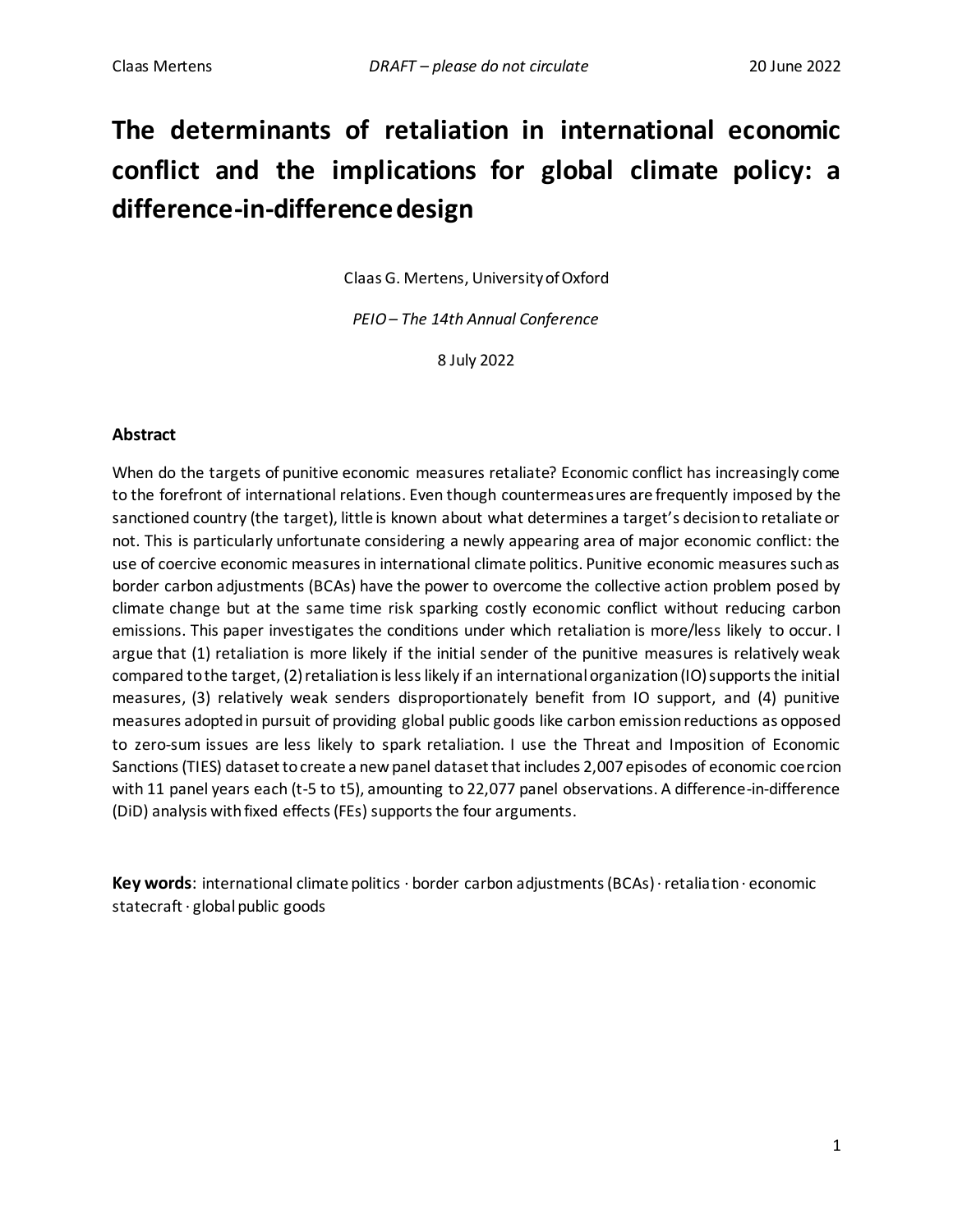# The determinants of retaliation in international economic conflict and the implications for global climate policy: a difference-in-difference design

Claas G. Mertens, University of Oxford

*PEIO – The 14th Annual Conference*

8 July 2022

### Abstract

When do the targets of punitive economic measures retaliate? Economic conflict has increasingly come to the forefront of international relations. Even though countermeasures are frequently imposed by the sanctioned country (the target), little is known about what determines a target's decision to retaliate or not. This is particularly unfortunate considering a newly appearing area of major economic conflict: the use of coercive economic measures in international climate politics. Punitive economic measures such as border carbon adjustments (BCAs) have the power to overcome the collective action problem posed by climate change but at the same time risk sparking costly economic conflict without reducing carbon emissions. This paper investigates the conditions under which retaliation is more/less likely to occur. I argue that (1) retaliation is more likely if the initial sender of the punitive measures is relatively weak compared to the target, (2) retaliation is less likely if an international organization (IO) supports the initial measures, (3) relatively weak senders disproportionately benefit from IO support, and (4) punitive measures adopted in pursuit of providing global public goods like carbon emission reductions as opposed to zero-sum issues are less likely to spark retaliation. I use the Threat and Imposition of Economic Sanctions (TIES) dataset to create a new panel dataset that includes 2,007 episodes of economic coercion with 11 panel years each (t-5 to t5), amounting to 22,077 panel observations. A difference-in-difference (DiD) analysis with fixed effects (FEs) supports the four arguments.

**Key words**: international climate politics · border carbon adjustments (BCAs) · retaliation · economic statecraft · global public goods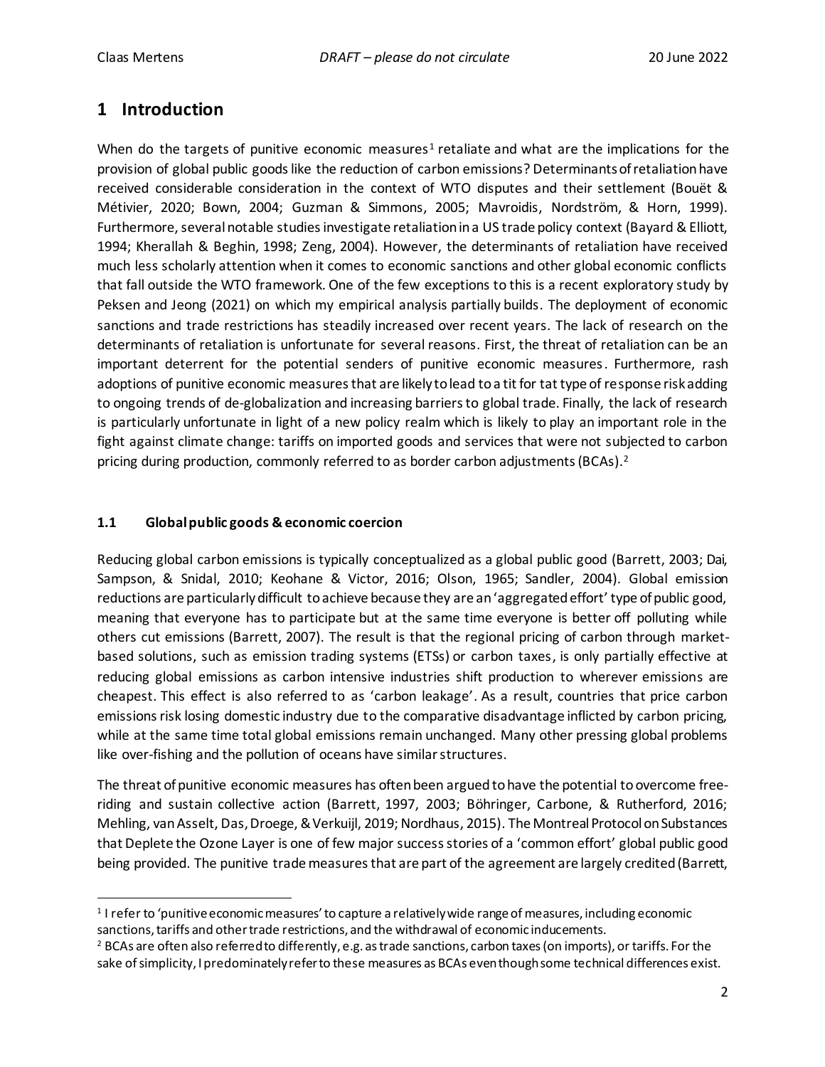# 1 Introduction

When do the targets of punitive economic measures[1] retaliate and what are the implications for the provision of global public goods like the reduction of carbon emissions? Determinants of retaliation have received considerable consideration in the context of WTO disputes and their settlement (Bouët & Métivier, 2020; Bown, 2004; Guzman & Simmons, 2005; Mavroidis, Nordström, & Horn, 1999). Furthermore, several notable studies investigate retaliation in a US trade policy context (Bayard & Elliott, 1994; Kherallah & Beghin, 1998; Zeng, 2004). However, the determinants of retaliation have received much less scholarly attention when it comes to economic sanctions and other global economic conflicts that fall outside the WTO framework. One of the few exceptions to this is a recent exploratory study by Peksen and Jeong (2021) on which my empirical analysis partially builds. The deployment of economic sanctions and trade restrictions has steadily increased over recent years. The lack of research on the determinants of retaliation is unfortunate for several reasons. First, the threat of retaliation can be an important deterrent for the potential senders of punitive economic measures. Furthermore, rash adoptions of punitive economic measures that are likely to lead to a tit for tat type of response risk adding to ongoing trends of de-globalization and increasing barriers to global trade. Finally, the lack of research is particularly unfortunate in light of a new policy realm which is likely to play an important role in the fight against climate change: tariffs on imported goods and services that were not subjected to carbon pricing during production, commonly referred to as border carbon adjustments (BCAs).[2]

## 1.1 Global public goods & economic coercion

Reducing global carbon emissions is typically conceptualized as a global public good (Barrett, 2003; Dai, Sampson, & Snidal, 2010; Keohane & Victor, 2016; Olson, 1965; Sandler, 2004). Global emission reductions are particularly difficult to achieve because they are an 'aggregated effort' type of public good, meaning that everyone has to participate but at the same time everyone is better off polluting while others cut emissions (Barrett, 2007). The result is that the regional pricing of carbon through market-based solutions, such as emission trading systems (ETSs) or carbon taxes, is only partially effective at reducing global emissions as carbon intensive industries shift production to wherever emissions are cheapest. This effect is also referred to as 'carbon leakage'. As a result, countries that price carbon emissions risk losing domestic industry due to the comparative disadvantage inflicted by carbon pricing, while at the same time total global emissions remain unchanged. Many other pressing global problems like over-fishing and the pollution of oceans have similar structures.

The threat of punitive economic measures has often been argued to have the potential to overcome free-riding and sustain collective action (Barrett, 1997, 2003; Böhringer, Carbone, & Rutherford, 2016; Mehling, van Asselt, Das, Droege, & Verkuijl, 2019; Nordhaus, 2015). The Montreal Protocol on Substances that Deplete the Ozone Layer is one of few major success stories of a 'common effort' global public good being provided. The punitive trade measures that are part of the agreement are largely credited (Barrett,

---

[1] I refer to 'punitive economic measures' to capture a relatively wide range of measures, including economic sanctions, tariffs and other trade restrictions, and the withdrawal of economic inducements.

[2] BCAs are often also referred to differently, e.g. as trade sanctions, carbon taxes (on imports), or tariffs. For the sake of simplicity, I predominately refer to these measures as BCAs even though some technical differences exist.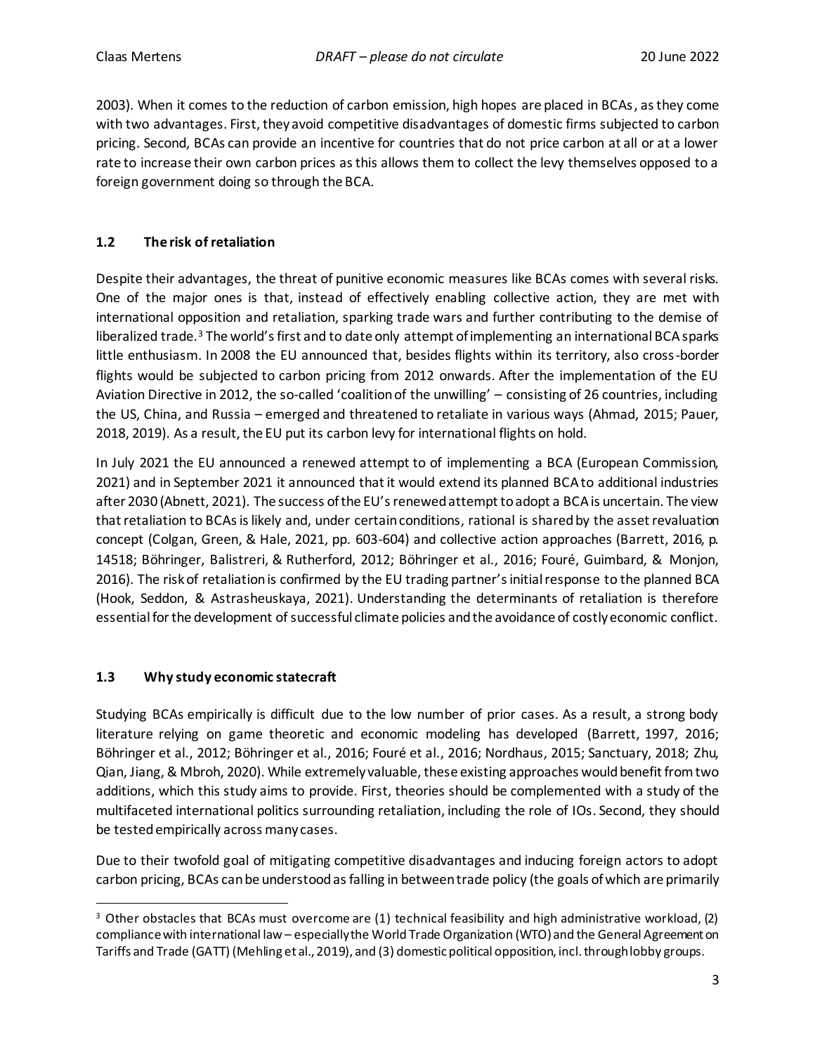2003). When it comes to the reduction of carbon emission, high hopes are placed in BCAs, as they come with two advantages. First, they avoid competitive disadvantages of domestic firms subjected to carbon pricing. Second, BCAs can provide an incentive for countries that do not price carbon at all or at a lower rate to increase their own carbon prices as this allows them to collect the levy themselves opposed to a foreign government doing so through the BCA.

### 1.2 The risk of retaliation

Despite their advantages, the threat of punitive economic measures like BCAs comes with several risks. One of the major ones is that, instead of effectively enabling collective action, they are met with international opposition and retaliation, sparking trade wars and further contributing to the demise of liberalized trade.[3] The world's first and to date only attempt of implementing an international BCA sparks little enthusiasm. In 2008 the EU announced that, besides flights within its territory, also cross-border flights would be subjected to carbon pricing from 2012 onwards. After the implementation of the EU Aviation Directive in 2012, the so-called 'coalition of the unwilling' – consisting of 26 countries, including the US, China, and Russia – emerged and threatened to retaliate in various ways (Ahmad, 2015; Pauer, 2018, 2019). As a result, the EU put its carbon levy for international flights on hold.

In July 2021 the EU announced a renewed attempt to of implementing a BCA (European Commission, 2021) and in September 2021 it announced that it would extend its planned BCA to additional industries after 2030 (Abnett, 2021). The success of the EU's renewed attempt to adopt a BCA is uncertain. The view that retaliation to BCAs is likely and, under certain conditions, rational is shared by the asset revaluation concept (Colgan, Green, & Hale, 2021, pp. 603-604) and collective action approaches (Barrett, 2016, p. 14518; Böhringer, Balistreri, & Rutherford, 2012; Böhringer et al., 2016; Fouré, Guimbard, & Monjon, 2016). The risk of retaliation is confirmed by the EU trading partner's initial response to the planned BCA (Hook, Seddon, & Astrasheuskaya, 2021). Understanding the determinants of retaliation is therefore essential for the development of successful climate policies and the avoidance of costly economic conflict.

### 1.3 Why study economic statecraft

Studying BCAs empirically is difficult due to the low number of prior cases. As a result, a strong body literature relying on game theoretic and economic modeling has developed (Barrett, 1997, 2016; Böhringer et al., 2012; Böhringer et al., 2016; Fouré et al., 2016; Nordhaus, 2015; Sanctuary, 2018; Zhu, Qian, Jiang, & Mbroh, 2020). While extremely valuable, these existing approaches would benefit from two additions, which this study aims to provide. First, theories should be complemented with a study of the multifaceted international politics surrounding retaliation, including the role of IOs. Second, they should be tested empirically across many cases.

Due to their twofold goal of mitigating competitive disadvantages and inducing foreign actors to adopt carbon pricing, BCAs can be understood as falling in between trade policy (the goals of which are primarily

[3] Other obstacles that BCAs must overcome are (1) technical feasibility and high administrative workload, (2) compliance with international law – especially the World Trade Organization (WTO) and the General Agreement on Tariffs and Trade (GATT) (Mehling et al., 2019), and (3) domestic political opposition, incl. through lobby groups.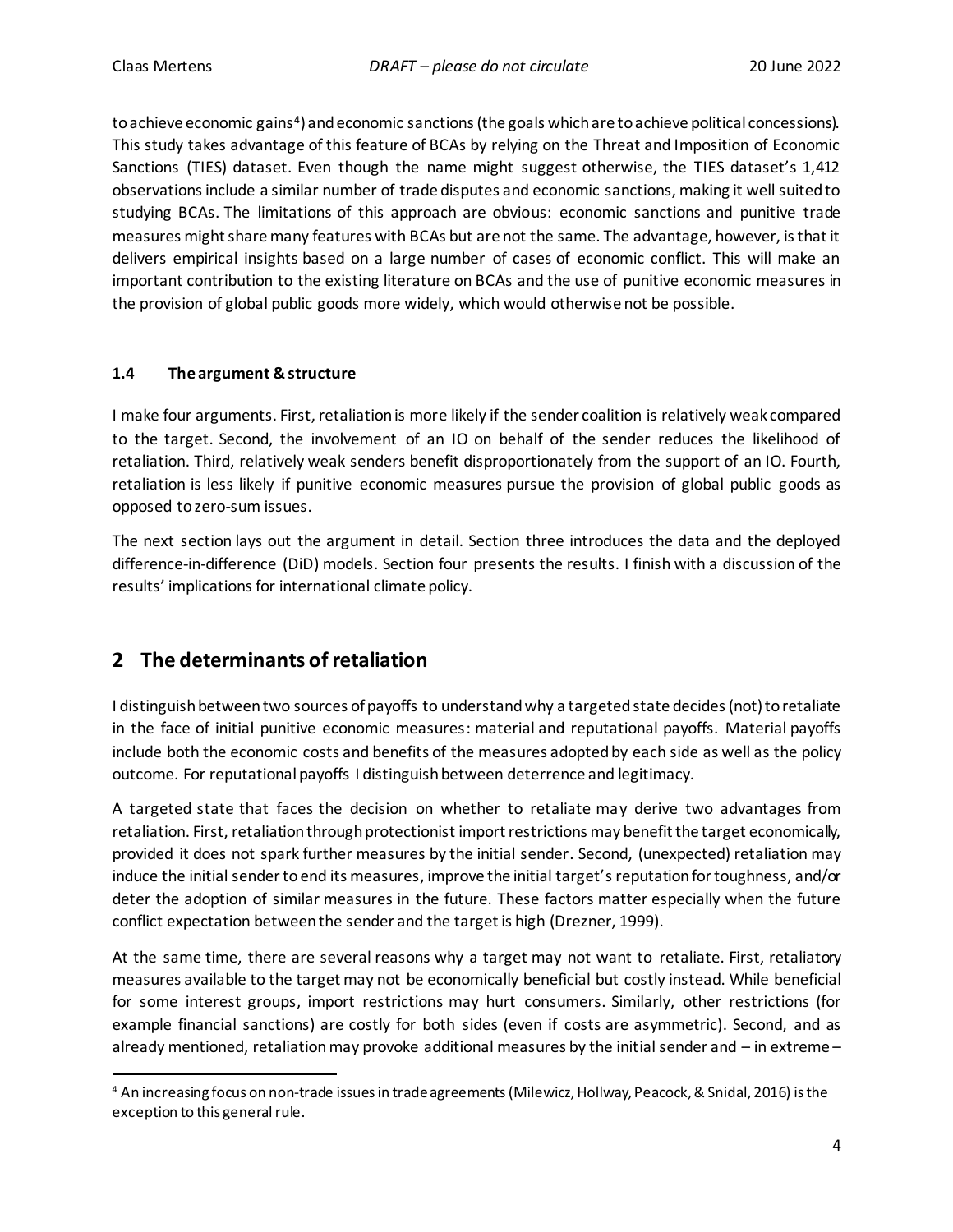to achieve economic gains[4]) and economic sanctions (the goals which are to achieve political concessions). This study takes advantage of this feature of BCAs by relying on the Threat and Imposition of Economic Sanctions (TIES) dataset. Even though the name might suggest otherwise, the TIES dataset's 1,412 observations include a similar number of trade disputes and economic sanctions, making it well suited to studying BCAs. The limitations of this approach are obvious: economic sanctions and punitive trade measures might share many features with BCAs but are not the same. The advantage, however, is that it delivers empirical insights based on a large number of cases of economic conflict. This will make an important contribution to the existing literature on BCAs and the use of punitive economic measures in the provision of global public goods more widely, which would otherwise not be possible.

### 1.4 The argument & structure

I make four arguments. First, retaliation is more likely if the sender coalition is relatively weak compared to the target. Second, the involvement of an IO on behalf of the sender reduces the likelihood of retaliation. Third, relatively weak senders benefit disproportionately from the support of an IO. Fourth, retaliation is less likely if punitive economic measures pursue the provision of global public goods as opposed to zero-sum issues.

The next section lays out the argument in detail. Section three introduces the data and the deployed difference-in-difference (DiD) models. Section four presents the results. I finish with a discussion of the results' implications for international climate policy.

## 2 The determinants of retaliation

I distinguish between two sources of payoffs to understand why a targeted state decides (not) to retaliate in the face of initial punitive economic measures: material and reputational payoffs. Material payoffs include both the economic costs and benefits of the measures adopted by each side as well as the policy outcome. For reputational payoffs I distinguish between deterrence and legitimacy.

A targeted state that faces the decision on whether to retaliate may derive two advantages from retaliation. First, retaliation through protectionist import restrictions may benefit the target economically, provided it does not spark further measures by the initial sender. Second, (unexpected) retaliation may induce the initial sender to end its measures, improve the initial target's reputation for toughness, and/or deter the adoption of similar measures in the future. These factors matter especially when the future conflict expectation between the sender and the target is high (Drezner, 1999).

At the same time, there are several reasons why a target may not want to retaliate. First, retaliatory measures available to the target may not be economically beneficial but costly instead. While beneficial for some interest groups, import restrictions may hurt consumers. Similarly, other restrictions (for example financial sanctions) are costly for both sides (even if costs are asymmetric). Second, and as already mentioned, retaliation may provoke additional measures by the initial sender and – in extreme –

[4] An increasing focus on non-trade issues in trade agreements (Milewicz, Hollway, Peacock, & Snidal, 2016) is the exception to this general rule.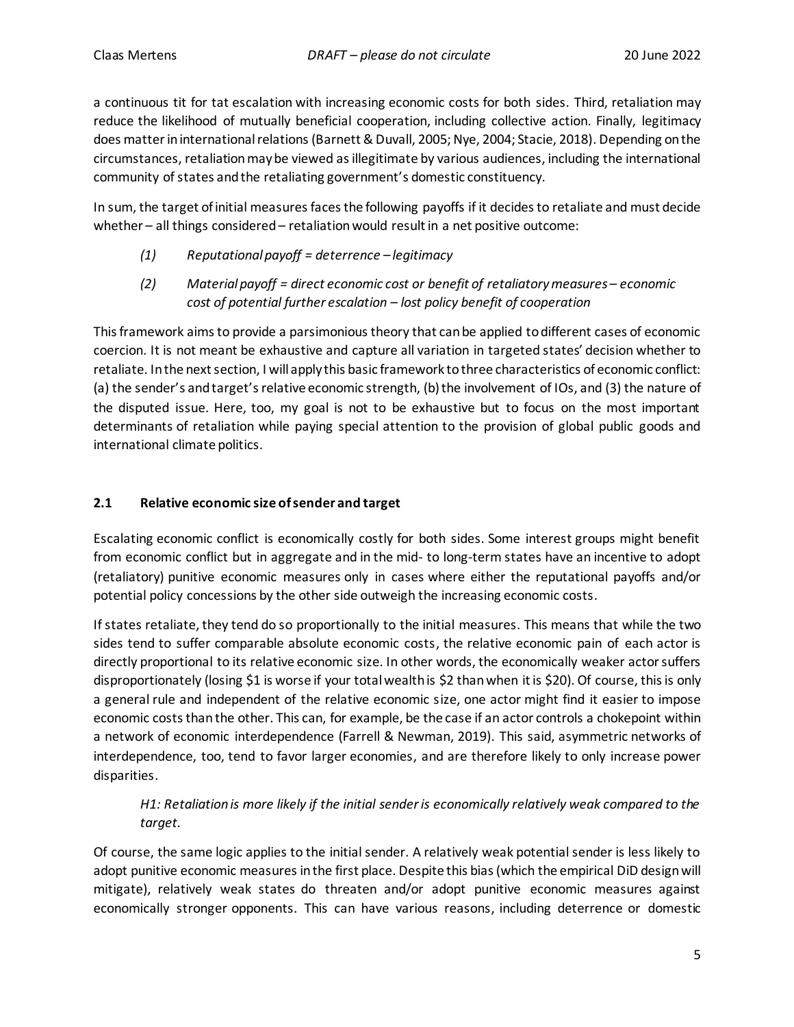a continuous tit for tat escalation with increasing economic costs for both sides. Third, retaliation may reduce the likelihood of mutually beneficial cooperation, including collective action. Finally, legitimacy does matter in international relations (Barnett & Duvall, 2005; Nye, 2004; Stacie, 2018). Depending on the circumstances, retaliation may be viewed as illegitimate by various audiences, including the international community of states and the retaliating government's domestic constituency.

In sum, the target of initial measures faces the following payoffs if it decides to retaliate and must decide whether – all things considered – retaliation would result in a net positive outcome:

> *(1) Reputational payoff = deterrence – legitimacy*
>
> *(2) Material payoff = direct economic cost or benefit of retaliatory measures – economic cost of potential further escalation – lost policy benefit of cooperation*

This framework aims to provide a parsimonious theory that can be applied to different cases of economic coercion. It is not meant be exhaustive and capture all variation in targeted states' decision whether to retaliate. In the next section, I will apply this basic framework to three characteristics of economic conflict: (a) the sender's and target's relative economic strength, (b) the involvement of IOs, and (3) the nature of the disputed issue. Here, too, my goal is not to be exhaustive but to focus on the most important determinants of retaliation while paying special attention to the provision of global public goods and international climate politics.

## 2.1 Relative economic size of sender and target

Escalating economic conflict is economically costly for both sides. Some interest groups might benefit from economic conflict but in aggregate and in the mid- to long-term states have an incentive to adopt (retaliatory) punitive economic measures only in cases where either the reputational payoffs and/or potential policy concessions by the other side outweigh the increasing economic costs.

If states retaliate, they tend do so proportionally to the initial measures. This means that while the two sides tend to suffer comparable absolute economic costs, the relative economic pain of each actor is directly proportional to its relative economic size. In other words, the economically weaker actor suffers disproportionately (losing $1 is worse if your total wealth is $2 than when it is $20). Of course, this is only a general rule and independent of the relative economic size, one actor might find it easier to impose economic costs than the other. This can, for example, be the case if an actor controls a chokepoint within a network of economic interdependence (Farrell & Newman, 2019). This said, asymmetric networks of interdependence, too, tend to favor larger economies, and are therefore likely to only increase power disparities.

> *H1: Retaliation is more likely if the initial sender is economically relatively weak compared to the target.*

Of course, the same logic applies to the initial sender. A relatively weak potential sender is less likely to adopt punitive economic measures in the first place. Despite this bias (which the empirical DiD design will mitigate), relatively weak states do threaten and/or adopt punitive economic measures against economically stronger opponents. This can have various reasons, including deterrence or domestic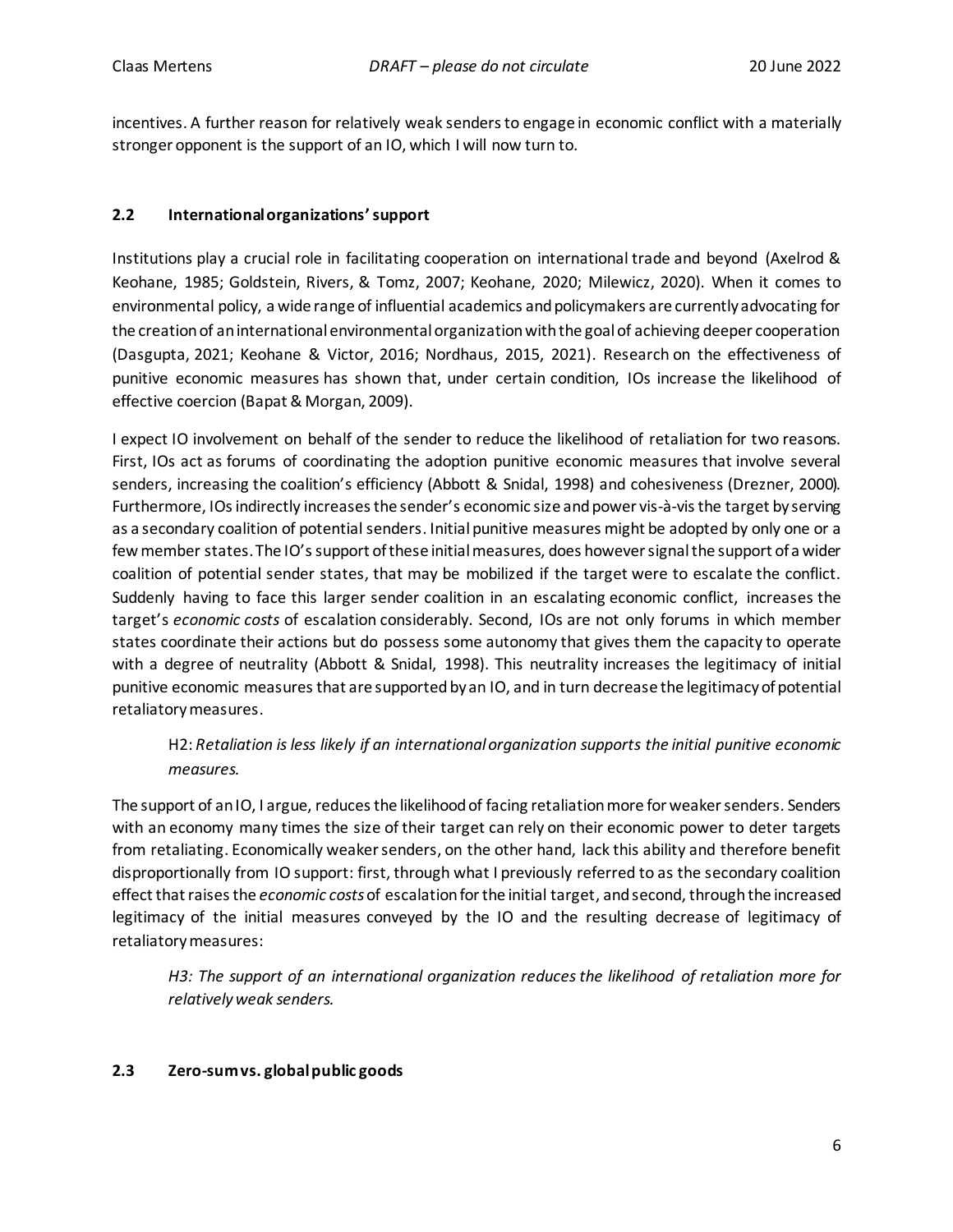incentives. A further reason for relatively weak senders to engage in economic conflict with a materially stronger opponent is the support of an IO, which I will now turn to.

### 2.2 International organizations' support

Institutions play a crucial role in facilitating cooperation on international trade and beyond (Axelrod & Keohane, 1985; Goldstein, Rivers, & Tomz, 2007; Keohane, 2020; Milewicz, 2020). When it comes to environmental policy, a wide range of influential academics and policymakers are currently advocating for the creation of an international environmental organization with the goal of achieving deeper cooperation (Dasgupta, 2021; Keohane & Victor, 2016; Nordhaus, 2015, 2021). Research on the effectiveness of punitive economic measures has shown that, under certain condition, IOs increase the likelihood of effective coercion (Bapat & Morgan, 2009).

I expect IO involvement on behalf of the sender to reduce the likelihood of retaliation for two reasons. First, IOs act as forums of coordinating the adoption punitive economic measures that involve several senders, increasing the coalition's efficiency (Abbott & Snidal, 1998) and cohesiveness (Drezner, 2000). Furthermore, IOs indirectly increases the sender's economic size and power vis-à-vis the target by serving as a secondary coalition of potential senders. Initial punitive measures might be adopted by only one or a few member states. The IO's support of these initial measures, does however signal the support of a wider coalition of potential sender states, that may be mobilized if the target were to escalate the conflict. Suddenly having to face this larger sender coalition in an escalating economic conflict, increases the target's *economic costs* of escalation considerably. Second, IOs are not only forums in which member states coordinate their actions but do possess some autonomy that gives them the capacity to operate with a degree of neutrality (Abbott & Snidal, 1998). This neutrality increases the legitimacy of initial punitive economic measures that are supported by an IO, and in turn decrease the legitimacy of potential retaliatory measures.

> H2: *Retaliation is less likely if an international organization supports the initial punitive economic measures.*

The support of an IO, I argue, reduces the likelihood of facing retaliation more for weaker senders. Senders with an economy many times the size of their target can rely on their economic power to deter targets from retaliating. Economically weaker senders, on the other hand, lack this ability and therefore benefit disproportionally from IO support: first, through what I previously referred to as the secondary coalition effect that raises the *economic costs* of escalation for the initial target, and second, through the increased legitimacy of the initial measures conveyed by the IO and the resulting decrease of legitimacy of retaliatory measures:

> *H3: The support of an international organization reduces the likelihood of retaliation more for relatively weak senders.*

### 2.3 Zero-sum vs. global public goods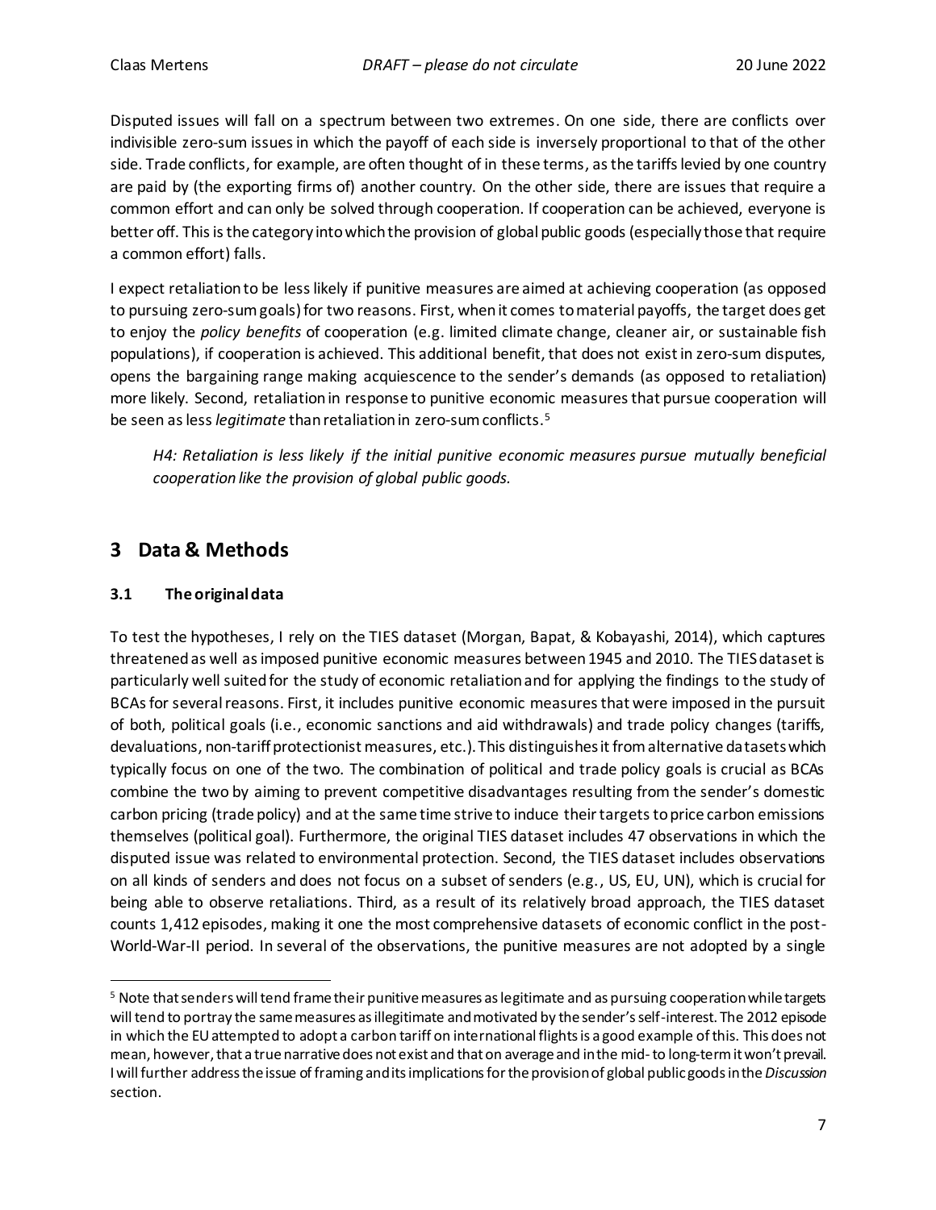Disputed issues will fall on a spectrum between two extremes. On one side, there are conflicts over indivisible zero-sum issues in which the payoff of each side is inversely proportional to that of the other side. Trade conflicts, for example, are often thought of in these terms, as the tariffs levied by one country are paid by (the exporting firms of) another country. On the other side, there are issues that require a common effort and can only be solved through cooperation. If cooperation can be achieved, everyone is better off. This is the category into which the provision of global public goods (especially those that require a common effort) falls.

I expect retaliation to be less likely if punitive measures are aimed at achieving cooperation (as opposed to pursuing zero-sum goals) for two reasons. First, when it comes to material payoffs, the target does get to enjoy the *policy benefits* of cooperation (e.g. limited climate change, cleaner air, or sustainable fish populations), if cooperation is achieved. This additional benefit, that does not exist in zero-sum disputes, opens the bargaining range making acquiescence to the sender's demands (as opposed to retaliation) more likely. Second, retaliation in response to punitive economic measures that pursue cooperation will be seen as less *legitimate* than retaliation in zero-sum conflicts.[5]

> *H4: Retaliation is less likely if the initial punitive economic measures pursue mutually beneficial cooperation like the provision of global public goods.*

## 3 Data & Methods

### 3.1 The original data

To test the hypotheses, I rely on the TIES dataset (Morgan, Bapat, & Kobayashi, 2014), which captures threatened as well as imposed punitive economic measures between 1945 and 2010. The TIES dataset is particularly well suited for the study of economic retaliation and for applying the findings to the study of BCAs for several reasons. First, it includes punitive economic measures that were imposed in the pursuit of both, political goals (i.e., economic sanctions and aid withdrawals) and trade policy changes (tariffs, devaluations, non-tariff protectionist measures, etc.). This distinguishes it from alternative datasets which typically focus on one of the two. The combination of political and trade policy goals is crucial as BCAs combine the two by aiming to prevent competitive disadvantages resulting from the sender's domestic carbon pricing (trade policy) and at the same time strive to induce their targets to price carbon emissions themselves (political goal). Furthermore, the original TIES dataset includes 47 observations in which the disputed issue was related to environmental protection. Second, the TIES dataset includes observations on all kinds of senders and does not focus on a subset of senders (e.g., US, EU, UN), which is crucial for being able to observe retaliations. Third, as a result of its relatively broad approach, the TIES dataset counts 1,412 episodes, making it one the most comprehensive datasets of economic conflict in the post-World-War-II period. In several of the observations, the punitive measures are not adopted by a single

---

[5] Note that senders will tend frame their punitive measures as legitimate and as pursuing cooperation while targets will tend to portray the same measures as illegitimate and motivated by the sender's self-interest. The 2012 episode in which the EU attempted to adopt a carbon tariff on international flights is a good example of this. This does not mean, however, that a true narrative does not exist and that on average and in the mid- to long-term it won't prevail. I will further address the issue of framing and its implications for the provision of global public goods in the *Discussion* section.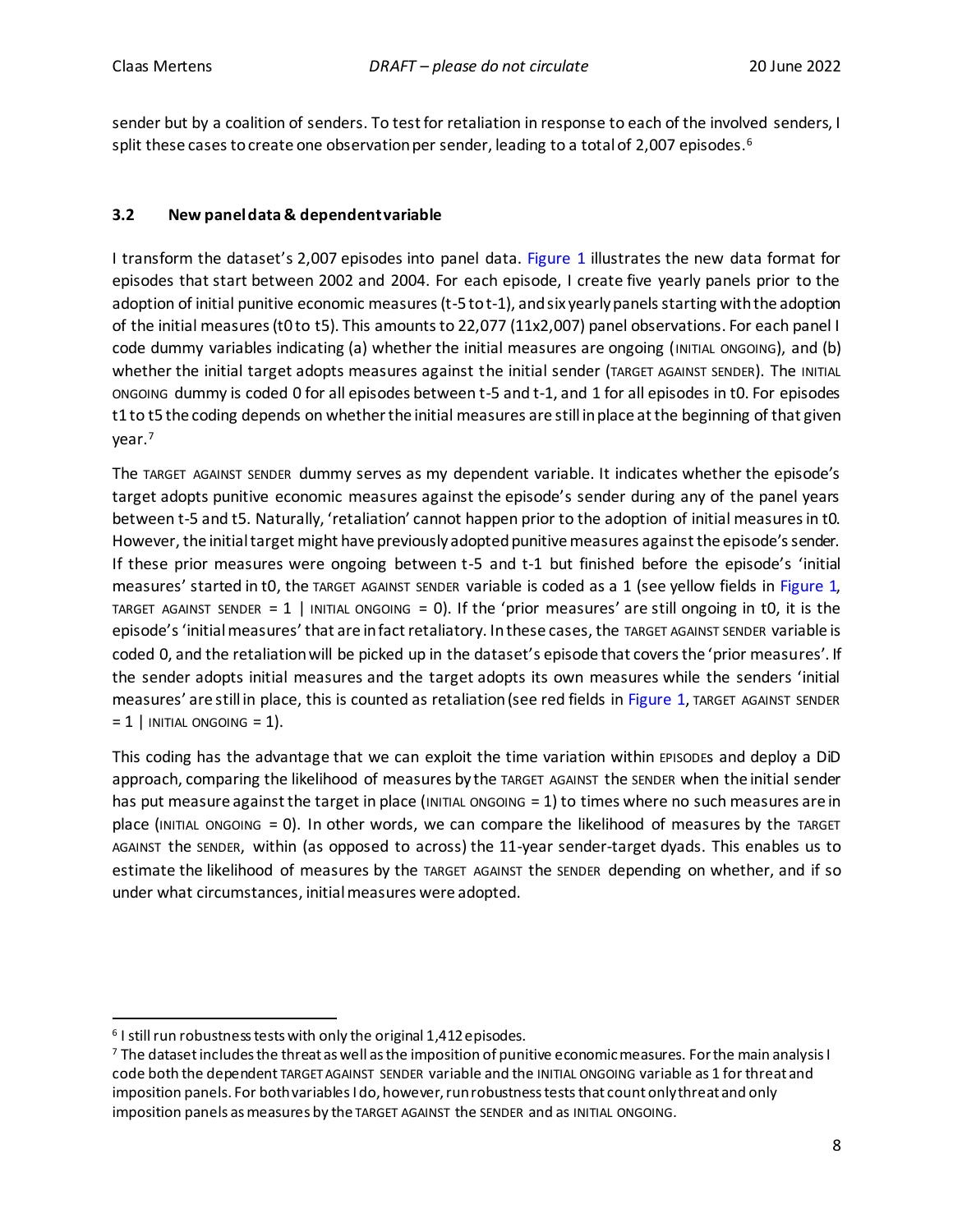sender but by a coalition of senders. To test for retaliation in response to each of the involved senders, I split these cases to create one observation per sender, leading to a total of 2,007 episodes.[6]

### 3.2 New panel data & dependent variable

I transform the dataset's 2,007 episodes into panel data. Figure 1 illustrates the new data format for episodes that start between 2002 and 2004. For each episode, I create five yearly panels prior to the adoption of initial punitive economic measures (t-5 to t-1), and six yearly panels starting with the adoption of the initial measures (t0 to t5). This amounts to 22,077 (11x2,007) panel observations. For each panel I code dummy variables indicating (a) whether the initial measures are ongoing (INITIAL ONGOING), and (b) whether the initial target adopts measures against the initial sender (TARGET AGAINST SENDER). The INITIAL ONGOING dummy is coded 0 for all episodes between t-5 and t-1, and 1 for all episodes in t0. For episodes t1 to t5 the coding depends on whether the initial measures are still in place at the beginning of that given year.[7]

The TARGET AGAINST SENDER dummy serves as my dependent variable. It indicates whether the episode's target adopts punitive economic measures against the episode's sender during any of the panel years between t-5 and t5. Naturally, 'retaliation' cannot happen prior to the adoption of initial measures in t0. However, the initial target might have previously adopted punitive measures against the episode's sender. If these prior measures were ongoing between t-5 and t-1 but finished before the episode's 'initial measures' started in t0, the TARGET AGAINST SENDER variable is coded as a 1 (see yellow fields in Figure 1, TARGET AGAINST SENDER = 1 | INITIAL ONGOING = 0). If the 'prior measures' are still ongoing in t0, it is the episode's 'initial measures' that are in fact retaliatory. In these cases, the TARGET AGAINST SENDER variable is coded 0, and the retaliation will be picked up in the dataset's episode that covers the 'prior measures'. If the sender adopts initial measures and the target adopts its own measures while the senders 'initial measures' are still in place, this is counted as retaliation (see red fields in Figure 1, TARGET AGAINST SENDER = 1 | INITIAL ONGOING = 1).

This coding has the advantage that we can exploit the time variation within EPISODES and deploy a DiD approach, comparing the likelihood of measures by the TARGET AGAINST the SENDER when the initial sender has put measure against the target in place (INITIAL ONGOING = 1) to times where no such measures are in place (INITIAL ONGOING = 0). In other words, we can compare the likelihood of measures by the TARGET AGAINST the SENDER, within (as opposed to across) the 11-year sender-target dyads. This enables us to estimate the likelihood of measures by the TARGET AGAINST the SENDER depending on whether, and if so under what circumstances, initial measures were adopted.

---

[6] I still run robustness tests with only the original 1,412 episodes.

[7] The dataset includes the threat as well as the imposition of punitive economic measures. For the main analysis I code both the dependent TARGET AGAINST SENDER variable and the INITIAL ONGOING variable as 1 for threat and imposition panels. For both variables I do, however, run robustness tests that count only threat and only imposition panels as measures by the TARGET AGAINST the SENDER and as INITIAL ONGOING.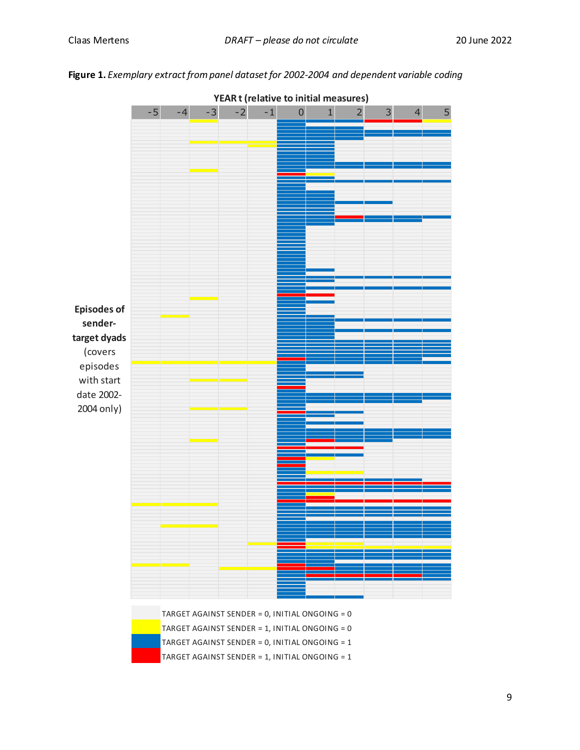**Figure 1.** *Exemplary extract from panel dataset for 2002-2004 and dependent variable coding*

**YEAR t (relative to initial measures)**

-5 -4 -3 -2 -1 0 1 2 3 4 5

**Episodes of sender-target dyads** (covers episodes with start date 2002-2004 only)

TARGET AGAINST SENDER = 0, INITIAL ONGOING = 0

TARGET AGAINST SENDER = 1, INITIAL ONGOING = 0

TARGET AGAINST SENDER = 0, INITIAL ONGOING = 1

TARGET AGAINST SENDER = 1, INITIAL ONGOING = 1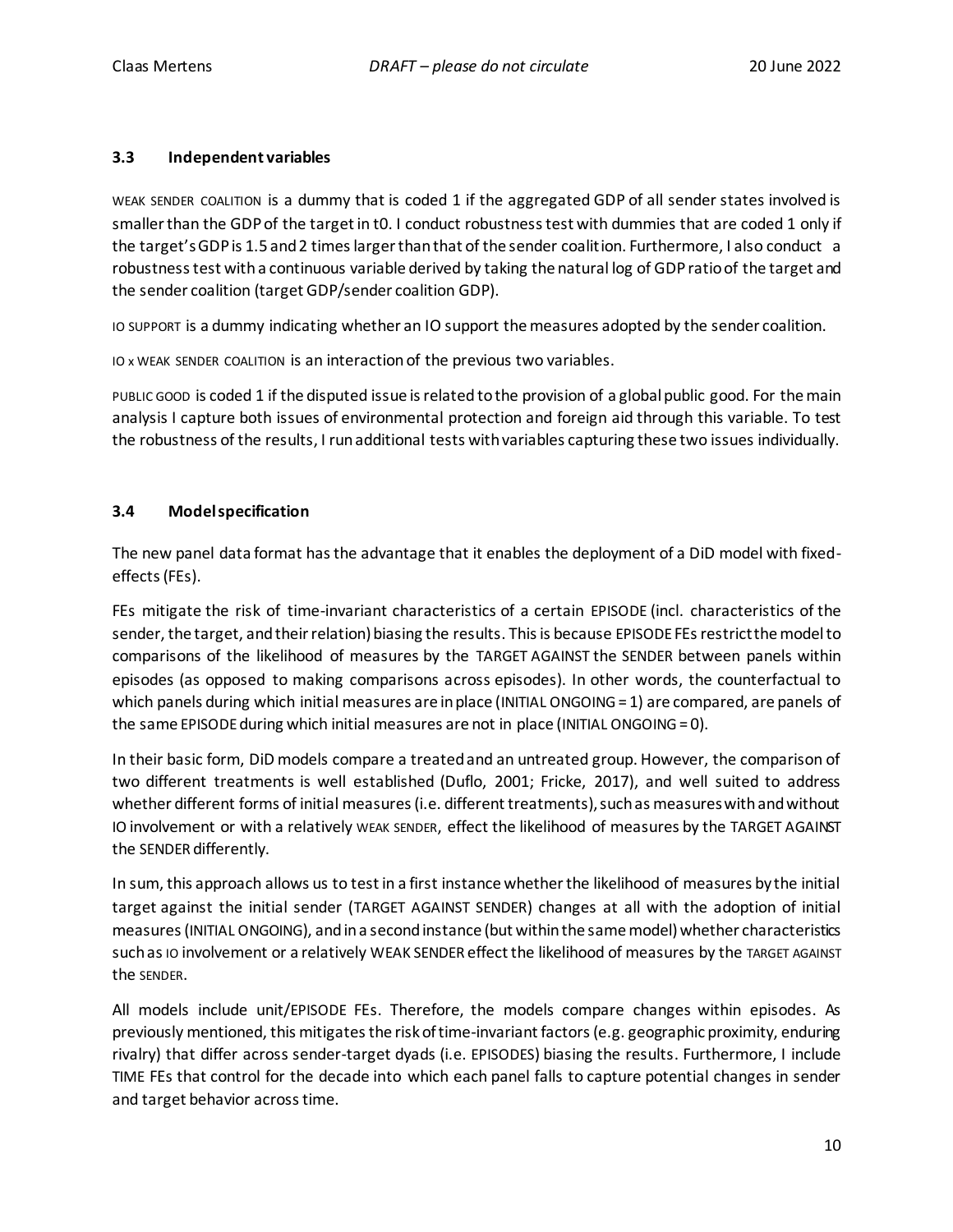### 3.3 Independent variables

WEAK SENDER COALITION is a dummy that is coded 1 if the aggregated GDP of all sender states involved is smaller than the GDP of the target in t0. I conduct robustness test with dummies that are coded 1 only if the target's GDP is 1.5 and 2 times larger than that of the sender coalition. Furthermore, I also conduct a robustness test with a continuous variable derived by taking the natural log of GDP ratio of the target and the sender coalition (target GDP/sender coalition GDP).

IO SUPPORT is a dummy indicating whether an IO support the measures adopted by the sender coalition.

IO x WEAK SENDER COALITION is an interaction of the previous two variables.

PUBLIC GOOD is coded 1 if the disputed issue is related to the provision of a global public good. For the main analysis I capture both issues of environmental protection and foreign aid through this variable. To test the robustness of the results, I run additional tests with variables capturing these two issues individually.

### 3.4 Model specification

The new panel data format has the advantage that it enables the deployment of a DiD model with fixed-effects (FEs).

FEs mitigate the risk of time-invariant characteristics of a certain EPISODE (incl. characteristics of the sender, the target, and their relation) biasing the results. This is because EPISODE FEs restrict the model to comparisons of the likelihood of measures by the TARGET AGAINST the SENDER between panels within episodes (as opposed to making comparisons across episodes). In other words, the counterfactual to which panels during which initial measures are in place (INITIAL ONGOING = 1) are compared, are panels of the same EPISODE during which initial measures are not in place (INITIAL ONGOING = 0).

In their basic form, DiD models compare a treated and an untreated group. However, the comparison of two different treatments is well established (Duflo, 2001; Fricke, 2017), and well suited to address whether different forms of initial measures (i.e. different treatments), such as measures with and without IO involvement or with a relatively WEAK SENDER, effect the likelihood of measures by the TARGET AGAINST the SENDER differently.

In sum, this approach allows us to test in a first instance whether the likelihood of measures by the initial target against the initial sender (TARGET AGAINST SENDER) changes at all with the adoption of initial measures (INITIAL ONGOING), and in a second instance (but within the same model) whether characteristics such as IO involvement or a relatively WEAK SENDER effect the likelihood of measures by the TARGET AGAINST the SENDER.

All models include unit/EPISODE FEs. Therefore, the models compare changes within episodes. As previously mentioned, this mitigates the risk of time-invariant factors (e.g. geographic proximity, enduring rivalry) that differ across sender-target dyads (i.e. EPISODES) biasing the results. Furthermore, I include TIME FEs that control for the decade into which each panel falls to capture potential changes in sender and target behavior across time.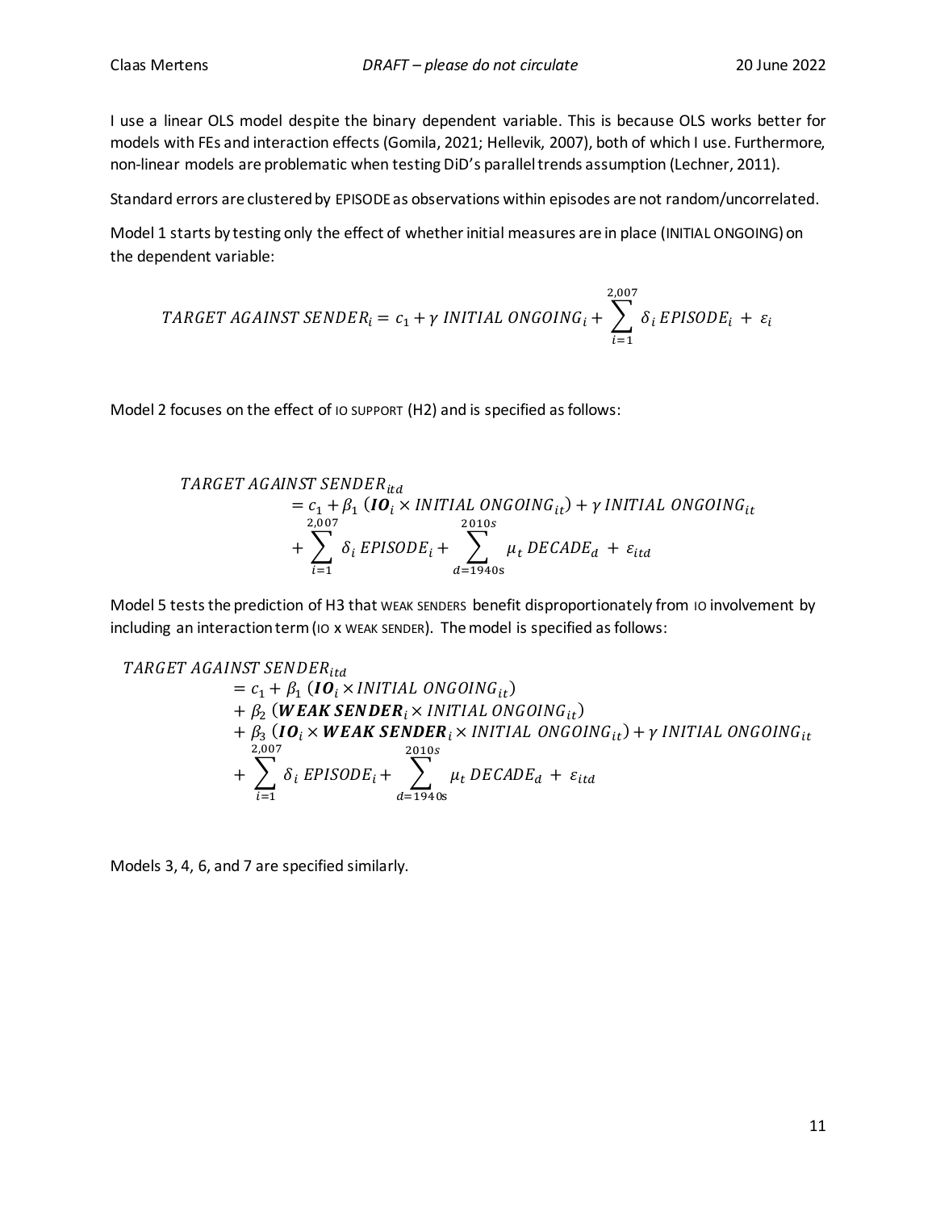I use a linear OLS model despite the binary dependent variable. This is because OLS works better for models with FEs and interaction effects (Gomila, 2021; Hellevik, 2007), both of which I use. Furthermore, non-linear models are problematic when testing DiD's parallel trends assumption (Lechner, 2011).

Standard errors are clustered by EPISODE as observations within episodes are not random/uncorrelated.

Model 1 starts by testing only the effect of whether initial measures are in place (INITIAL ONGOING) on the dependent variable:

$$TARGET\ AGAINST\ SENDER_i = c_1 + \gamma\ INITIAL\ ONGOING_i + \sum_{i=1}^{2{,}007} \delta_i\, EPISODE_i\ +\ \varepsilon_i$$

Model 2 focuses on the effect of IO SUPPORT (H2) and is specified as follows:

$$\begin{aligned} TARGET\ AGAINST\ SENDER_{itd} &= c_1 + \beta_1\ (\boldsymbol{IO}_i \times INITIAL\ ONGOING_{it}) + \gamma\ INITIAL\ ONGOING_{it} \\ &+ \sum_{i=1}^{2{,}007} \delta_i\ EPISODE_i + \sum_{d=1940\text{s}}^{2010s} \mu_t\ DECADE_d\ +\ \varepsilon_{itd} \end{aligned}$$

Model 5 tests the prediction of H3 that WEAK SENDERS benefit disproportionately from IO involvement by including an interaction term (IO x WEAK SENDER). The model is specified as follows:

$$\begin{aligned} TARGET\ AGAINST\ SENDER_{itd} &= c_1 + \beta_1\ (\boldsymbol{IO}_i \times INITIAL\ ONGOING_{it}) \\ &+ \beta_2\ (\boldsymbol{WEAK\ SENDER}_i \times INITIAL\ ONGOING_{it}) \\ &+ \beta_3\ (\boldsymbol{IO}_i \times \boldsymbol{WEAK\ SENDER}_i \times INITIAL\ ONGOING_{it}) + \gamma\ INITIAL\ ONGOING_{it} \\ &+ \sum_{i=1}^{2{,}007} \delta_i\ EPISODE_i + \sum_{d=1940\text{s}}^{2010s} \mu_t\ DECADE_d\ +\ \varepsilon_{itd} \end{aligned}$$

Models 3, 4, 6, and 7 are specified similarly.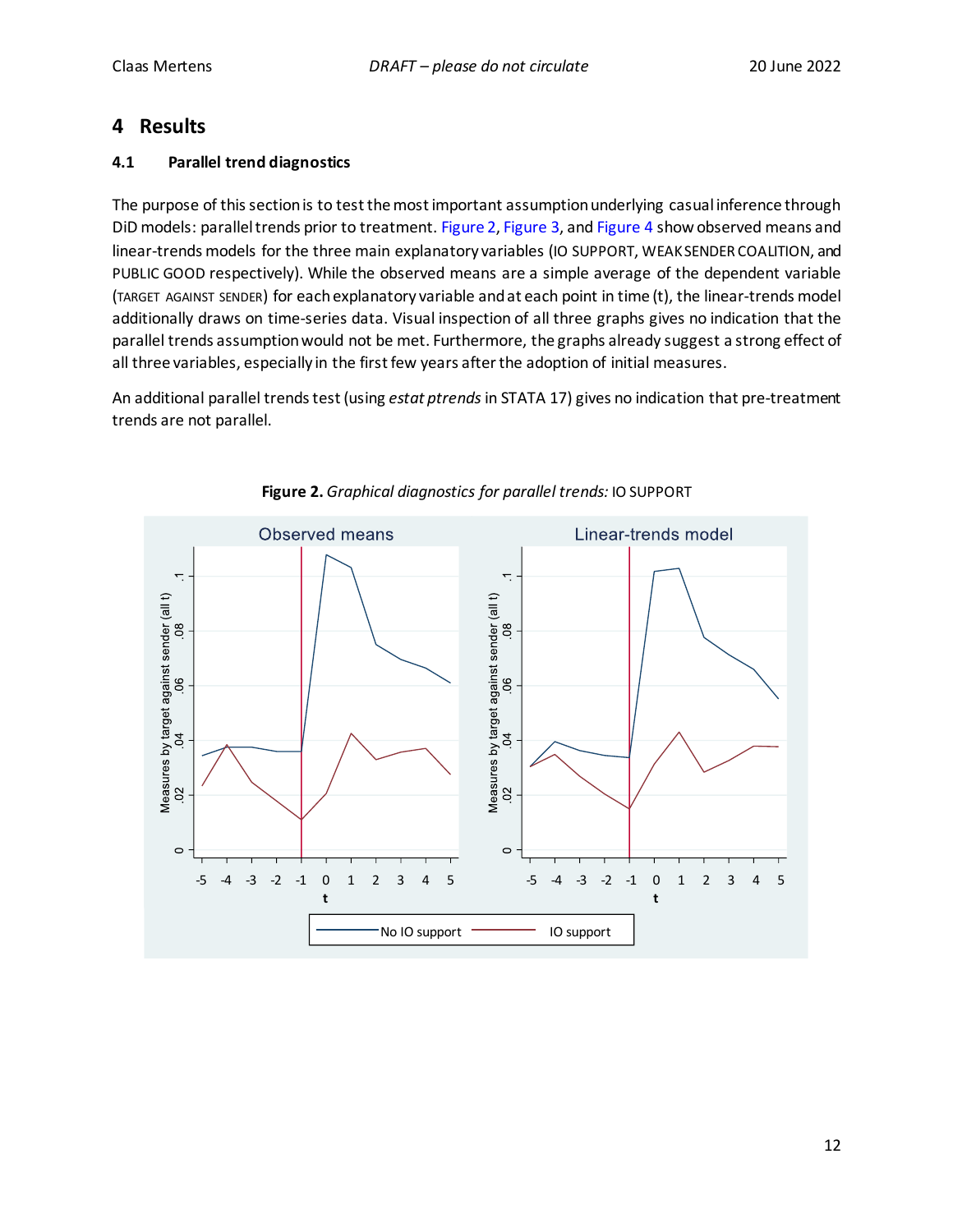# 4 Results

## 4.1 Parallel trend diagnostics

The purpose of this section is to test the most important assumption underlying casual inference through DiD models: parallel trends prior to treatment. Figure 2, Figure 3, and Figure 4 show observed means and linear-trends models for the three main explanatory variables (IO SUPPORT, WEAK SENDER COALITION, and PUBLIC GOOD respectively). While the observed means are a simple average of the dependent variable (TARGET AGAINST SENDER) for each explanatory variable and at each point in time (t), the linear-trends model additionally draws on time-series data. Visual inspection of all three graphs gives no indication that the parallel trends assumption would not be met. Furthermore, the graphs already suggest a strong effect of all three variables, especially in the first few years after the adoption of initial measures.

An additional parallel trends test (using *estat ptrends* in STATA 17) gives no indication that pre-treatment trends are not parallel.

**Figure 2.** *Graphical diagnostics for parallel trends:* IO SUPPORT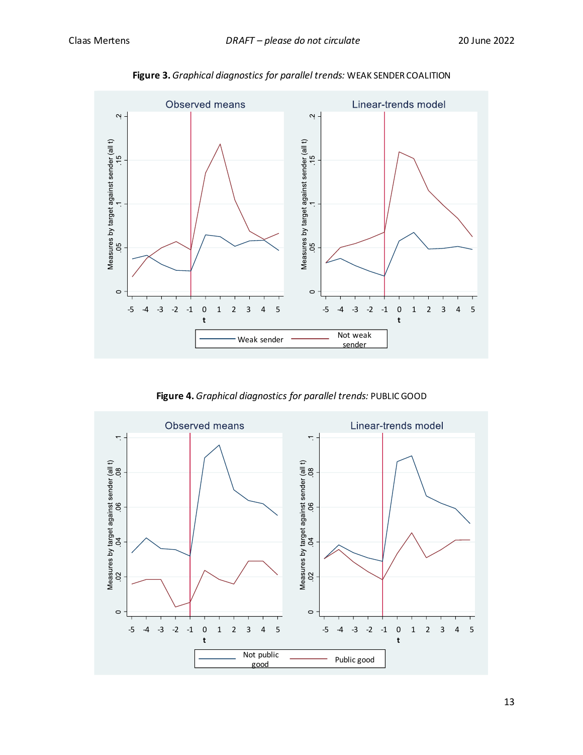**Figure 3.** *Graphical diagnostics for parallel trends:* WEAK SENDER COALITION

**Figure 4.** *Graphical diagnostics for parallel trends:* PUBLIC GOOD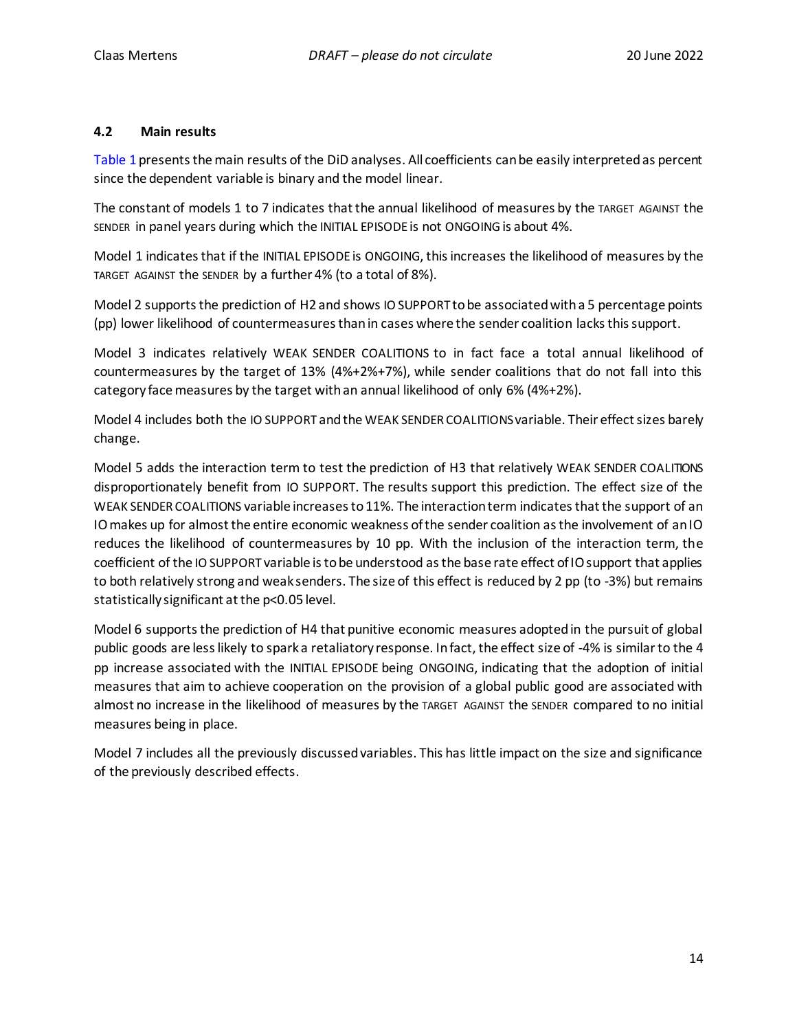### 4.2 Main results

Table 1 presents the main results of the DiD analyses. All coefficients can be easily interpreted as percent since the dependent variable is binary and the model linear.

The constant of models 1 to 7 indicates that the annual likelihood of measures by the TARGET AGAINST the SENDER in panel years during which the INITIAL EPISODE is not ONGOING is about 4%.

Model 1 indicates that if the INITIAL EPISODE is ONGOING, this increases the likelihood of measures by the TARGET AGAINST the SENDER by a further 4% (to a total of 8%).

Model 2 supports the prediction of H2 and shows IO SUPPORT to be associated with a 5 percentage points (pp) lower likelihood of countermeasures than in cases where the sender coalition lacks this support.

Model 3 indicates relatively WEAK SENDER COALITIONS to in fact face a total annual likelihood of countermeasures by the target of 13% (4%+2%+7%), while sender coalitions that do not fall into this category face measures by the target with an annual likelihood of only 6% (4%+2%).

Model 4 includes both the IO SUPPORT and the WEAK SENDER COALITIONS variable. Their effect sizes barely change.

Model 5 adds the interaction term to test the prediction of H3 that relatively WEAK SENDER COALITIONS disproportionately benefit from IO SUPPORT. The results support this prediction. The effect size of the WEAK SENDER COALITIONS variable increases to 11%. The interaction term indicates that the support of an IO makes up for almost the entire economic weakness of the sender coalition as the involvement of an IO reduces the likelihood of countermeasures by 10 pp. With the inclusion of the interaction term, the coefficient of the IO SUPPORT variable is to be understood as the base rate effect of IO support that applies to both relatively strong and weak senders. The size of this effect is reduced by 2 pp (to -3%) but remains statistically significant at the $p<0.05$ level.

Model 6 supports the prediction of H4 that punitive economic measures adopted in the pursuit of global public goods are less likely to spark a retaliatory response. In fact, the effect size of -4% is similar to the 4 pp increase associated with the INITIAL EPISODE being ONGOING, indicating that the adoption of initial measures that aim to achieve cooperation on the provision of a global public good are associated with almost no increase in the likelihood of measures by the TARGET AGAINST the SENDER compared to no initial measures being in place.

Model 7 includes all the previously discussed variables. This has little impact on the size and significance of the previously described effects.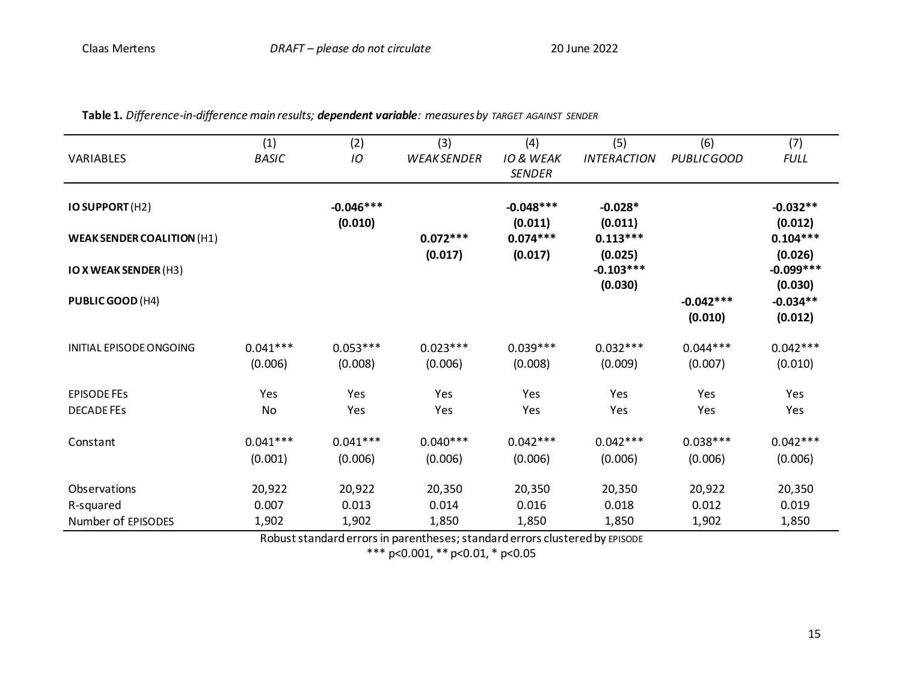**Table 1.** *Difference-in-difference main results;* ***dependent variable****: measures by* TARGET AGAINST SENDER

| VARIABLES | (1) *BASIC* | (2) *IO* | (3) *WEAK SENDER* | (4) *IO & WEAK SENDER* | (5) *INTERACTION* | (6) *PUBLIC GOOD* | (7) *FULL* |
|---|---|---|---|---|---|---|---|
| **IO SUPPORT** (H2) | | **-0.046*****<br>**(0.010)** | | **-0.048*****<br>**(0.011)** | **-0.028***<br>**(0.011)** | | **-0.032****<br>**(0.012)** |
| **WEAK SENDER COALITION** (H1) | | | **0.072*****<br>**(0.017)** | **0.074*****<br>**(0.017)** | **0.113*****<br>**(0.025)** | | **0.104*****<br>**(0.026)** |
| **IO X WEAK SENDER** (H3) | | | | | **-0.103*****<br>**(0.030)** | | **-0.099*****<br>**(0.030)** |
| **PUBLIC GOOD** (H4) | | | | | | **-0.042*****<br>**(0.010)** | **-0.034****<br>**(0.012)** |
| INITIAL EPISODE ONGOING | 0.041***<br>(0.006) | 0.053***<br>(0.008) | 0.023***<br>(0.006) | 0.039***<br>(0.008) | 0.032***<br>(0.009) | 0.044***<br>(0.007) | 0.042***<br>(0.010) |
| EPISODE FEs | Yes | Yes | Yes | Yes | Yes | Yes | Yes |
| DECADE FEs | No | Yes | Yes | Yes | Yes | Yes | Yes |
| Constant | 0.041***<br>(0.001) | 0.041***<br>(0.006) | 0.040***<br>(0.006) | 0.042***<br>(0.006) | 0.042***<br>(0.006) | 0.038***<br>(0.006) | 0.042***<br>(0.006) |
| Observations | 20,922 | 20,922 | 20,350 | 20,350 | 20,350 | 20,922 | 20,350 |
| R-squared | 0.007 | 0.013 | 0.014 | 0.016 | 0.018 | 0.012 | 0.019 |
| Number of EPISODES | 1,902 | 1,902 | 1,850 | 1,850 | 1,850 | 1,902 | 1,850 |

Robust standard errors in parentheses; standard errors clustered by EPISODE

*** p<0.001, ** p<0.01, * p<0.05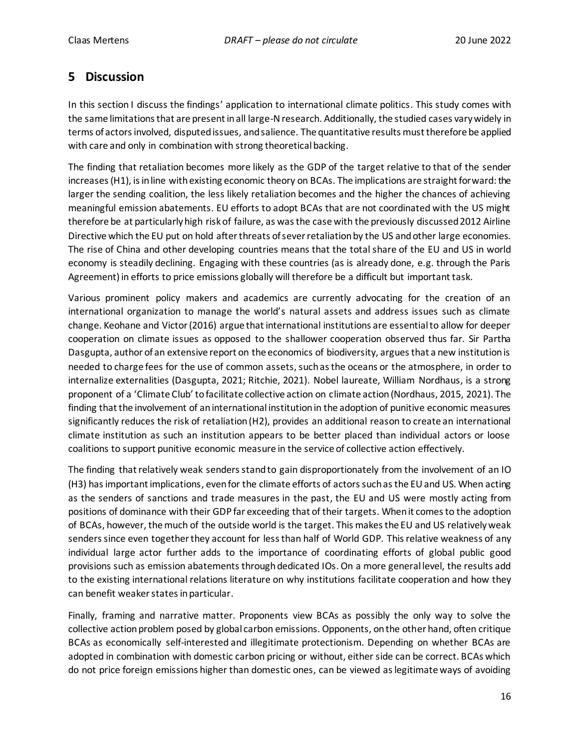## 5 Discussion

In this section I discuss the findings' application to international climate politics. This study comes with the same limitations that are present in all large-N research. Additionally, the studied cases vary widely in terms of actors involved, disputed issues, and salience. The quantitative results must therefore be applied with care and only in combination with strong theoretical backing.

The finding that retaliation becomes more likely as the GDP of the target relative to that of the sender increases (H1), is in line with existing economic theory on BCAs. The implications are straight forward: the larger the sending coalition, the less likely retaliation becomes and the higher the chances of achieving meaningful emission abatements. EU efforts to adopt BCAs that are not coordinated with the US might therefore be at particularly high risk of failure, as was the case with the previously discussed 2012 Airline Directive which the EU put on hold after threats of sever retaliation by the US and other large economies. The rise of China and other developing countries means that the total share of the EU and US in world economy is steadily declining. Engaging with these countries (as is already done, e.g. through the Paris Agreement) in efforts to price emissions globally will therefore be a difficult but important task.

Various prominent policy makers and academics are currently advocating for the creation of an international organization to manage the world's natural assets and address issues such as climate change. Keohane and Victor (2016) argue that international institutions are essential to allow for deeper cooperation on climate issues as opposed to the shallower cooperation observed thus far. Sir Partha Dasgupta, author of an extensive report on the economics of biodiversity, argues that a new institution is needed to charge fees for the use of common assets, such as the oceans or the atmosphere, in order to internalize externalities (Dasgupta, 2021; Ritchie, 2021). Nobel laureate, William Nordhaus, is a strong proponent of a 'Climate Club' to facilitate collective action on climate action (Nordhaus, 2015, 2021). The finding that the involvement of an international institution in the adoption of punitive economic measures significantly reduces the risk of retaliation (H2), provides an additional reason to create an international climate institution as such an institution appears to be better placed than individual actors or loose coalitions to support punitive economic measure in the service of collective action effectively.

The finding that relatively weak senders stand to gain disproportionately from the involvement of an IO (H3) has important implications, even for the climate efforts of actors such as the EU and US. When acting as the senders of sanctions and trade measures in the past, the EU and US were mostly acting from positions of dominance with their GDP far exceeding that of their targets. When it comes to the adoption of BCAs, however, the much of the outside world is the target. This makes the EU and US relatively weak senders since even together they account for less than half of World GDP. This relative weakness of any individual large actor further adds to the importance of coordinating efforts of global public good provisions such as emission abatements through dedicated IOs. On a more general level, the results add to the existing international relations literature on why institutions facilitate cooperation and how they can benefit weaker states in particular.

Finally, framing and narrative matter. Proponents view BCAs as possibly the only way to solve the collective action problem posed by global carbon emissions. Opponents, on the other hand, often critique BCAs as economically self-interested and illegitimate protectionism. Depending on whether BCAs are adopted in combination with domestic carbon pricing or without, either side can be correct. BCAs which do not price foreign emissions higher than domestic ones, can be viewed as legitimate ways of avoiding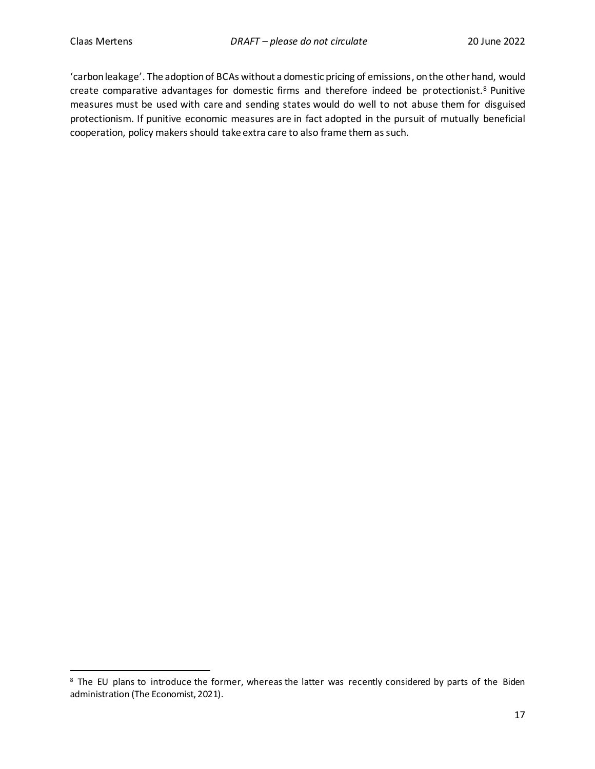'carbon leakage'. The adoption of BCAs without a domestic pricing of emissions, on the other hand, would create comparative advantages for domestic firms and therefore indeed be protectionist.[8] Punitive measures must be used with care and sending states would do well to not abuse them for disguised protectionism. If punitive economic measures are in fact adopted in the pursuit of mutually beneficial cooperation, policy makers should take extra care to also frame them as such.

[8] The EU plans to introduce the former, whereas the latter was recently considered by parts of the Biden administration (The Economist, 2021).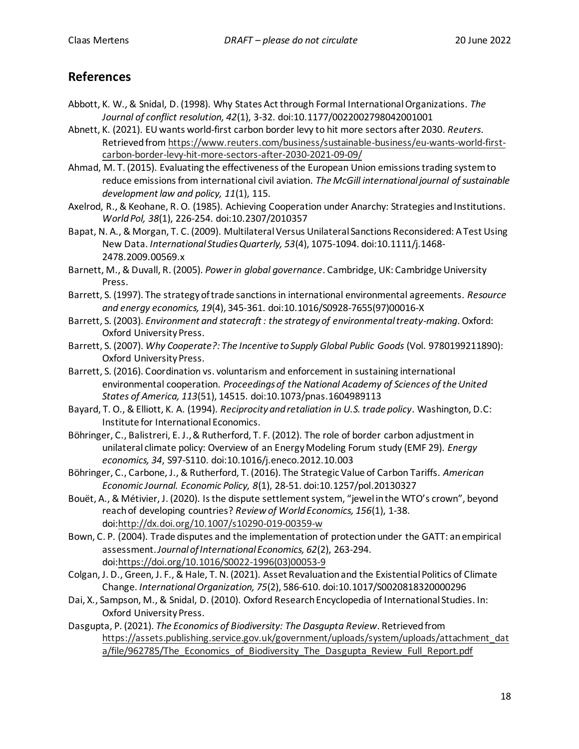## References

Abbott, K. W., & Snidal, D. (1998). Why States Act through Formal International Organizations. *The Journal of conflict resolution, 42*(1), 3-32. doi:10.1177/0022002798042001001

Abnett, K. (2021). EU wants world-first carbon border levy to hit more sectors after 2030. *Reuters*. Retrieved from https://www.reuters.com/business/sustainable-business/eu-wants-world-first-carbon-border-levy-hit-more-sectors-after-2030-2021-09-09/

Ahmad, M. T. (2015). Evaluating the effectiveness of the European Union emissions trading system to reduce emissions from international civil aviation. *The McGill international journal of sustainable development law and policy, 11*(1), 115.

Axelrod, R., & Keohane, R. O. (1985). Achieving Cooperation under Anarchy: Strategies and Institutions. *World Pol, 38*(1), 226-254. doi:10.2307/2010357

Bapat, N. A., & Morgan, T. C. (2009). Multilateral Versus Unilateral Sanctions Reconsidered: A Test Using New Data. *International Studies Quarterly, 53*(4), 1075-1094. doi:10.1111/j.1468-2478.2009.00569.x

Barnett, M., & Duvall, R. (2005). *Power in global governance*. Cambridge, UK: Cambridge University Press.

Barrett, S. (1997). The strategy of trade sanctions in international environmental agreements. *Resource and energy economics, 19*(4), 345-361. doi:10.1016/S0928-7655(97)00016-X

Barrett, S. (2003). *Environment and statecraft : the strategy of environmental treaty-making*. Oxford: Oxford University Press.

Barrett, S. (2007). *Why Cooperate?: The Incentive to Supply Global Public Goods* (Vol. 9780199211890): Oxford University Press.

Barrett, S. (2016). Coordination vs. voluntarism and enforcement in sustaining international environmental cooperation. *Proceedings of the National Academy of Sciences of the United States of America, 113*(51), 14515. doi:10.1073/pnas.1604989113

Bayard, T. O., & Elliott, K. A. (1994). *Reciprocity and retaliation in U.S. trade policy*. Washington, D.C: Institute for International Economics.

Böhringer, C., Balistreri, E. J., & Rutherford, T. F. (2012). The role of border carbon adjustment in unilateral climate policy: Overview of an Energy Modeling Forum study (EMF 29). *Energy economics, 34*, S97-S110. doi:10.1016/j.eneco.2012.10.003

Böhringer, C., Carbone, J., & Rutherford, T. (2016). The Strategic Value of Carbon Tariffs. *American Economic Journal. Economic Policy, 8*(1), 28-51. doi:10.1257/pol.20130327

Bouët, A., & Métivier, J. (2020). Is the dispute settlement system, "jewel in the WTO's crown", beyond reach of developing countries? *Review of World Economics, 156*(1), 1-38. doi:http://dx.doi.org/10.1007/s10290-019-00359-w

Bown, C. P. (2004). Trade disputes and the implementation of protection under the GATT: an empirical assessment. *Journal of International Economics, 62*(2), 263-294. doi:https://doi.org/10.1016/S0022-1996(03)00053-9

Colgan, J. D., Green, J. F., & Hale, T. N. (2021). Asset Revaluation and the Existential Politics of Climate Change. *International Organization, 75*(2), 586-610. doi:10.1017/S0020818320000296

Dai, X., Sampson, M., & Snidal, D. (2010). Oxford Research Encyclopedia of International Studies. In: Oxford University Press.

Dasgupta, P. (2021). *The Economics of Biodiversity: The Dasgupta Review*. Retrieved from https://assets.publishing.service.gov.uk/government/uploads/system/uploads/attachment_data/file/962785/The_Economics_of_Biodiversity_The_Dasgupta_Review_Full_Report.pdf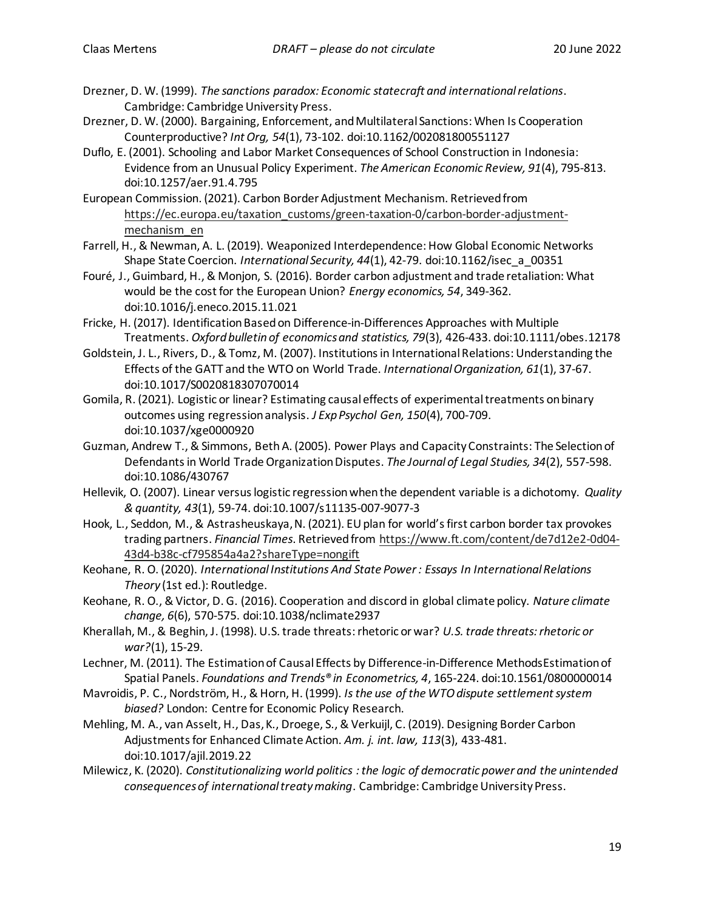Drezner, D. W. (1999). *The sanctions paradox: Economic statecraft and international relations*. Cambridge: Cambridge University Press.

Drezner, D. W. (2000). Bargaining, Enforcement, and Multilateral Sanctions: When Is Cooperation Counterproductive? *Int Org, 54*(1), 73-102. doi:10.1162/002081800551127

Duflo, E. (2001). Schooling and Labor Market Consequences of School Construction in Indonesia: Evidence from an Unusual Policy Experiment. *The American Economic Review, 91*(4), 795-813. doi:10.1257/aer.91.4.795

European Commission. (2021). Carbon Border Adjustment Mechanism. Retrieved from https://ec.europa.eu/taxation_customs/green-taxation-0/carbon-border-adjustment-mechanism_en

Farrell, H., & Newman, A. L. (2019). Weaponized Interdependence: How Global Economic Networks Shape State Coercion. *International Security, 44*(1), 42-79. doi:10.1162/isec_a_00351

Fouré, J., Guimbard, H., & Monjon, S. (2016). Border carbon adjustment and trade retaliation: What would be the cost for the European Union? *Energy economics, 54*, 349-362. doi:10.1016/j.eneco.2015.11.021

Fricke, H. (2017). Identification Based on Difference-in-Differences Approaches with Multiple Treatments. *Oxford bulletin of economics and statistics, 79*(3), 426-433. doi:10.1111/obes.12178

Goldstein, J. L., Rivers, D., & Tomz, M. (2007). Institutions in International Relations: Understanding the Effects of the GATT and the WTO on World Trade. *International Organization, 61*(1), 37-67. doi:10.1017/S0020818307070014

Gomila, R. (2021). Logistic or linear? Estimating causal effects of experimental treatments on binary outcomes using regression analysis. *J Exp Psychol Gen, 150*(4), 700-709. doi:10.1037/xge0000920

Guzman, Andrew T., & Simmons, Beth A. (2005). Power Plays and Capacity Constraints: The Selection of Defendants in World Trade Organization Disputes. *The Journal of Legal Studies, 34*(2), 557-598. doi:10.1086/430767

Hellevik, O. (2007). Linear versus logistic regression when the dependent variable is a dichotomy. *Quality & quantity, 43*(1), 59-74. doi:10.1007/s11135-007-9077-3

Hook, L., Seddon, M., & Astrasheuskaya, N. (2021). EU plan for world's first carbon border tax provokes trading partners. *Financial Times*. Retrieved from https://www.ft.com/content/de7d12e2-0d04-43d4-b38c-cf795854a4a2?shareType=nongift

Keohane, R. O. (2020). *International Institutions And State Power : Essays In International Relations Theory* (1st ed.): Routledge.

Keohane, R. O., & Victor, D. G. (2016). Cooperation and discord in global climate policy. *Nature climate change, 6*(6), 570-575. doi:10.1038/nclimate2937

Kherallah, M., & Beghin, J. (1998). U.S. trade threats: rhetoric or war? *U.S. trade threats: rhetoric or war?*(1), 15-29.

Lechner, M. (2011). The Estimation of Causal Effects by Difference-in-Difference MethodsEstimation of Spatial Panels. *Foundations and Trends® in Econometrics, 4*, 165-224. doi:10.1561/0800000014

Mavroidis, P. C., Nordström, H., & Horn, H. (1999). *Is the use of the WTO dispute settlement system biased?* London: Centre for Economic Policy Research.

Mehling, M. A., van Asselt, H., Das, K., Droege, S., & Verkuijl, C. (2019). Designing Border Carbon Adjustments for Enhanced Climate Action. *Am. j. int. law, 113*(3), 433-481. doi:10.1017/ajil.2019.22

Milewicz, K. (2020). *Constitutionalizing world politics : the logic of democratic power and the unintended consequences of international treaty making*. Cambridge: Cambridge University Press.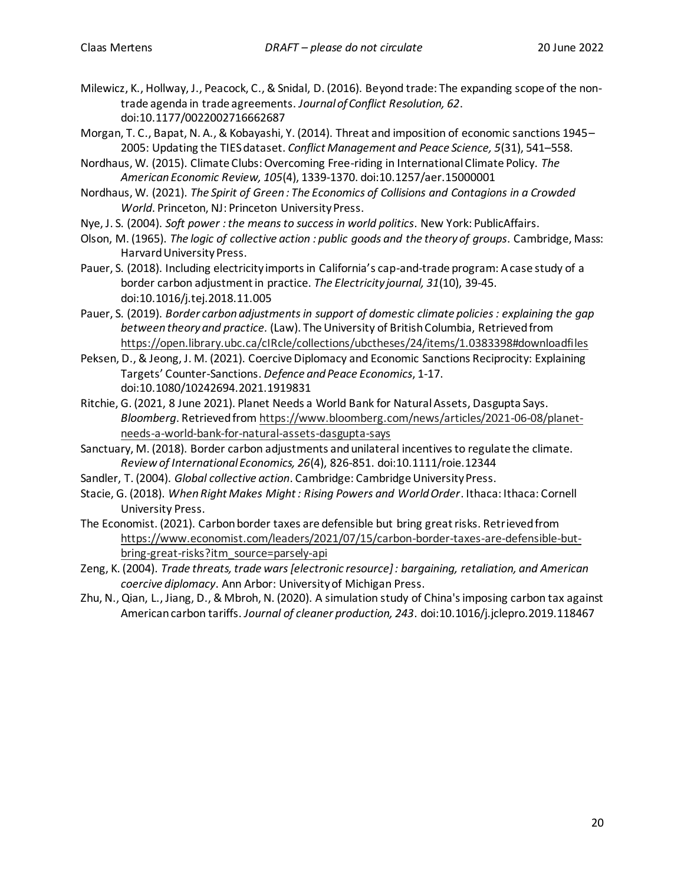Milewicz, K., Hollway, J., Peacock, C., & Snidal, D. (2016). Beyond trade: The expanding scope of the non-trade agenda in trade agreements. *Journal of Conflict Resolution, 62*. doi:10.1177/0022002716662687

Morgan, T. C., Bapat, N. A., & Kobayashi, Y. (2014). Threat and imposition of economic sanctions 1945–2005: Updating the TIES dataset. *Conflict Management and Peace Science, 5*(31), 541–558.

Nordhaus, W. (2015). Climate Clubs: Overcoming Free-riding in International Climate Policy. *The American Economic Review, 105*(4), 1339-1370. doi:10.1257/aer.15000001

Nordhaus, W. (2021). *The Spirit of Green : The Economics of Collisions and Contagions in a Crowded World*. Princeton, NJ: Princeton University Press.

Nye, J. S. (2004). *Soft power : the means to success in world politics*. New York: PublicAffairs.

Olson, M. (1965). *The logic of collective action : public goods and the theory of groups*. Cambridge, Mass: Harvard University Press.

Pauer, S. (2018). Including electricity imports in California's cap-and-trade program: A case study of a border carbon adjustment in practice. *The Electricity journal, 31*(10), 39-45. doi:10.1016/j.tej.2018.11.005

Pauer, S. (2019). *Border carbon adjustments in support of domestic climate policies : explaining the gap between theory and practice.* (Law). The University of British Columbia, Retrieved from https://open.library.ubc.ca/cIRcle/collections/ubctheses/24/items/1.0383398#downloadfiles

Peksen, D., & Jeong, J. M. (2021). Coercive Diplomacy and Economic Sanctions Reciprocity: Explaining Targets' Counter-Sanctions. *Defence and Peace Economics*, 1-17. doi:10.1080/10242694.2021.1919831

Ritchie, G. (2021, 8 June 2021). Planet Needs a World Bank for Natural Assets, Dasgupta Says. *Bloomberg*. Retrieved from https://www.bloomberg.com/news/articles/2021-06-08/planet-needs-a-world-bank-for-natural-assets-dasgupta-says

Sanctuary, M. (2018). Border carbon adjustments and unilateral incentives to regulate the climate. *Review of International Economics, 26*(4), 826-851. doi:10.1111/roie.12344

Sandler, T. (2004). *Global collective action*. Cambridge: Cambridge University Press.

Stacie, G. (2018). *When Right Makes Might : Rising Powers and World Order*. Ithaca: Ithaca: Cornell University Press.

The Economist. (2021). Carbon border taxes are defensible but bring great risks. Retrieved from https://www.economist.com/leaders/2021/07/15/carbon-border-taxes-are-defensible-but-bring-great-risks?itm_source=parsely-api

Zeng, K. (2004). *Trade threats, trade wars [electronic resource] : bargaining, retaliation, and American coercive diplomacy*. Ann Arbor: University of Michigan Press.

Zhu, N., Qian, L., Jiang, D., & Mbroh, N. (2020). A simulation study of China's imposing carbon tax against American carbon tariffs. *Journal of cleaner production, 243*. doi:10.1016/j.jclepro.2019.118467